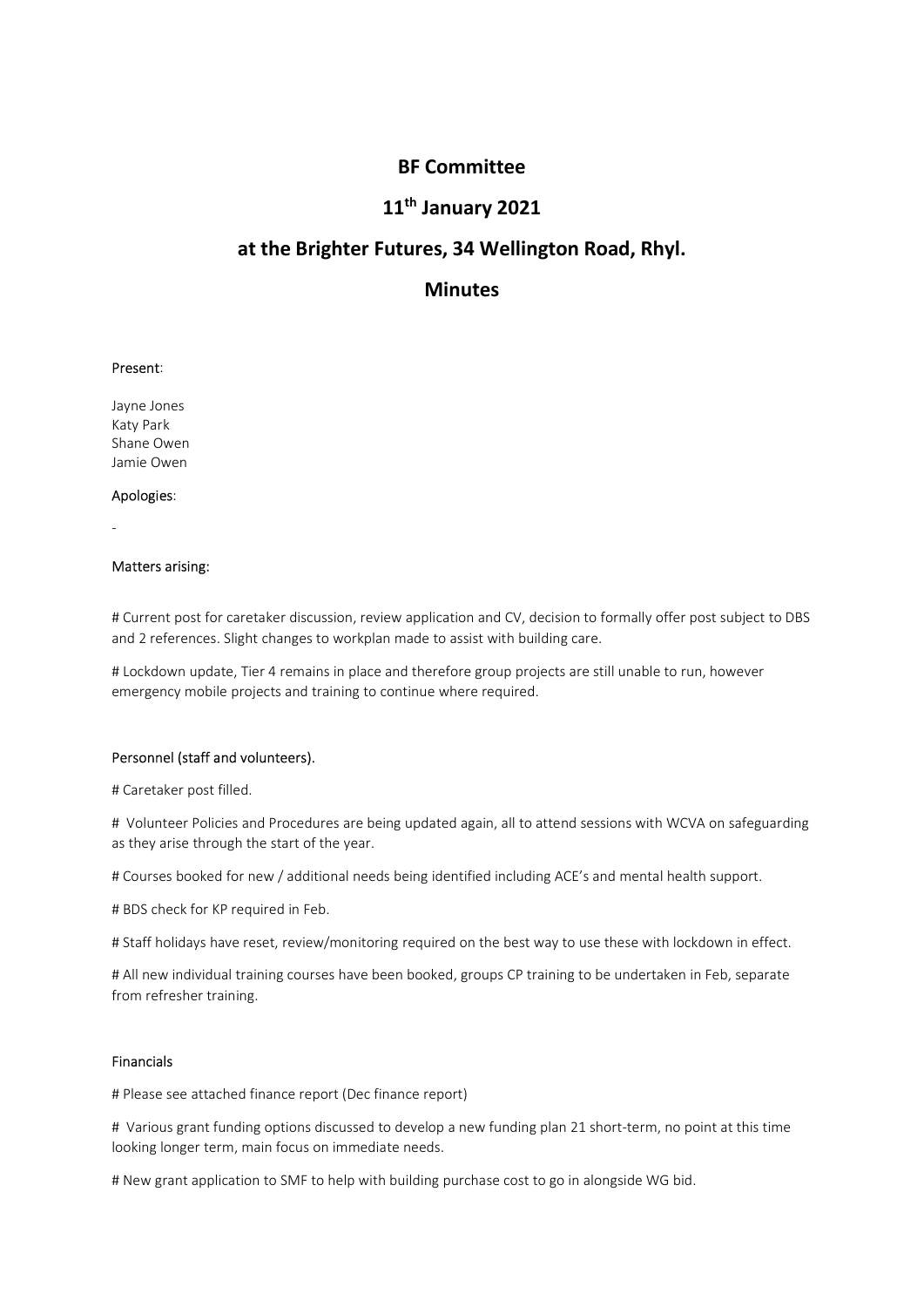# BF Committee

## 11th January 2021

## at the Brighter Futures, 34 Wellington Road, Rhyl.

## Minutes

Present:

Jayne Jones
Katy Park
Shane Owen
Jamie Owen

Apologies:

-

Matters arising:

# Current post for caretaker discussion, review application and CV, decision to formally offer post subject to DBS and 2 references. Slight changes to workplan made to assist with building care.

# Lockdown update, Tier 4 remains in place and therefore group projects are still unable to run, however emergency mobile projects and training to continue where required.

Personnel (staff and volunteers).

# Caretaker post filled.

# Volunteer Policies and Procedures are being updated again, all to attend sessions with WCVA on safeguarding as they arise through the start of the year.

# Courses booked for new / additional needs being identified including ACE's and mental health support.

# BDS check for KP required in Feb.

# Staff holidays have reset, review/monitoring required on the best way to use these with lockdown in effect.

# All new individual training courses have been booked, groups CP training to be undertaken in Feb, separate from refresher training.

Financials

# Please see attached finance report (Dec finance report)

# Various grant funding options discussed to develop a new funding plan 21 short-term, no point at this time looking longer term, main focus on immediate needs.

# New grant application to SMF to help with building purchase cost to go in alongside WG bid.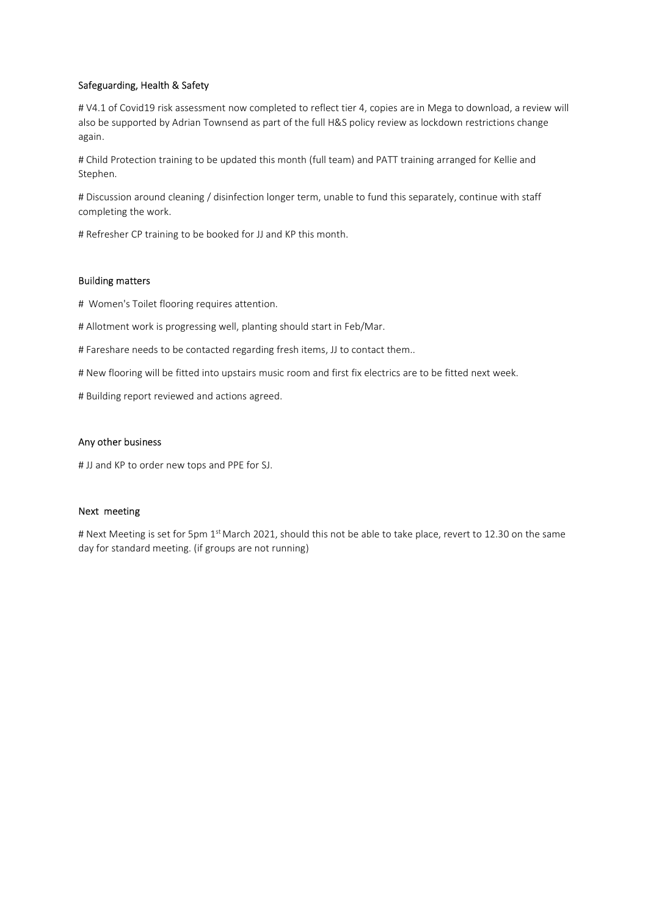## Safeguarding, Health & Safety

# V4.1 of Covid19 risk assessment now completed to reflect tier 4, copies are in Mega to download, a review will also be supported by Adrian Townsend as part of the full H&S policy review as lockdown restrictions change again.

# Child Protection training to be updated this month (full team) and PATT training arranged for Kellie and Stephen.

# Discussion around cleaning / disinfection longer term, unable to fund this separately, continue with staff completing the work.

# Refresher CP training to be booked for JJ and KP this month.

## Building matters

# Women's Toilet flooring requires attention.

# Allotment work is progressing well, planting should start in Feb/Mar.

# Fareshare needs to be contacted regarding fresh items, JJ to contact them..

# New flooring will be fitted into upstairs music room and first fix electrics are to be fitted next week.

# Building report reviewed and actions agreed.

## Any other business

# JJ and KP to order new tops and PPE for SJ.

## Next meeting

# Next Meeting is set for 5pm 1st March 2021, should this not be able to take place, revert to 12.30 on the same day for standard meeting. (if groups are not running)